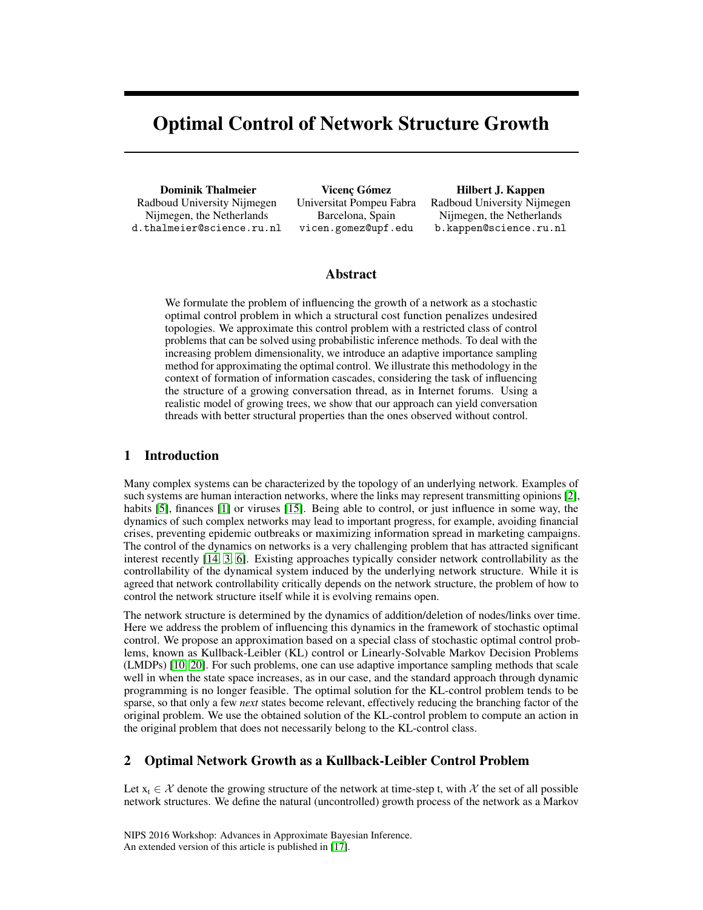# Optimal Control of Network Structure Growth

**Dominik Thalmeier**
Radboud University Nijmegen
Nijmegen, the Netherlands
d.thalmeier@science.ru.nl

**Vicenç Gómez**
Universitat Pompeu Fabra
Barcelona, Spain
vicen.gomez@upf.edu

**Hilbert J. Kappen**
Radboud University Nijmegen
Nijmegen, the Netherlands
b.kappen@science.ru.nl

## Abstract

We formulate the problem of influencing the growth of a network as a stochastic optimal control problem in which a structural cost function penalizes undesired topologies. We approximate this control problem with a restricted class of control problems that can be solved using probabilistic inference methods. To deal with the increasing problem dimensionality, we introduce an adaptive importance sampling method for approximating the optimal control. We illustrate this methodology in the context of formation of information cascades, considering the task of influencing the structure of a growing conversation thread, as in Internet forums. Using a realistic model of growing trees, we show that our approach can yield conversation threads with better structural properties than the ones observed without control.

## 1 Introduction

Many complex systems can be characterized by the topology of an underlying network. Examples of such systems are human interaction networks, where the links may represent transmitting opinions [2], habits [5], finances [1] or viruses [15]. Being able to control, or just influence in some way, the dynamics of such complex networks may lead to important progress, for example, avoiding financial crises, preventing epidemic outbreaks or maximizing information spread in marketing campaigns. The control of the dynamics on networks is a very challenging problem that has attracted significant interest recently [14, 3, 6]. Existing approaches typically consider network controllability as the controllability of the dynamical system induced by the underlying network structure. While it is agreed that network controllability critically depends on the network structure, the problem of how to control the network structure itself while it is evolving remains open.

The network structure is determined by the dynamics of addition/deletion of nodes/links over time. Here we address the problem of influencing this dynamics in the framework of stochastic optimal control. We propose an approximation based on a special class of stochastic optimal control problems, known as Kullback-Leibler (KL) control or Linearly-Solvable Markov Decision Problems (LMDPs) [10, 20]. For such problems, one can use adaptive importance sampling methods that scale well in when the state space increases, as in our case, and the standard approach through dynamic programming is no longer feasible. The optimal solution for the KL-control problem tends to be sparse, so that only a few *next* states become relevant, effectively reducing the branching factor of the original problem. We use the obtained solution of the KL-control problem to compute an action in the original problem that does not necessarily belong to the KL-control class.

## 2 Optimal Network Growth as a Kullback-Leibler Control Problem

Let $x_t \in \mathcal{X}$ denote the growing structure of the network at time-step t, with $\mathcal{X}$ the set of all possible network structures. We define the natural (uncontrolled) growth process of the network as a Markov

NIPS 2016 Workshop: Advances in Approximate Bayesian Inference.
An extended version of this article is published in [17].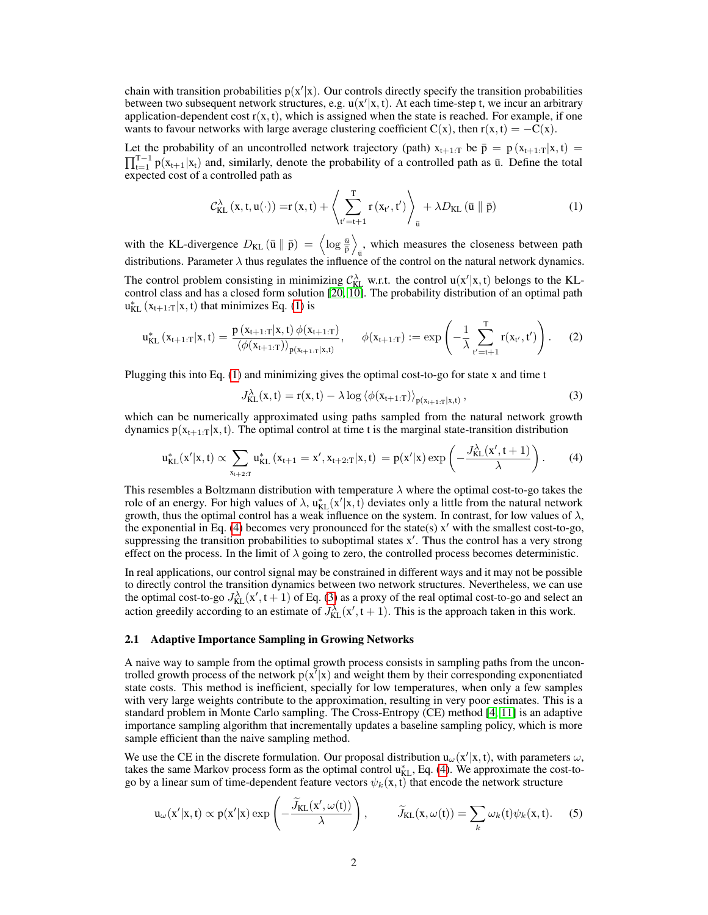chain with transition probabilities $p(x'|x)$. Our controls directly specify the transition probabilities between two subsequent network structures, e.g. $u(x'|x, t)$. At each time-step t, we incur an arbitrary application-dependent cost $r(x, t)$, which is assigned when the state is reached. For example, if one wants to favour networks with large average clustering coefficient $C(x)$, then $r(x, t) = -C(x)$.

Let the probability of an uncontrolled network trajectory (path) $x_{t+1:T}$ be $\bar{p} = p(x_{t+1:T}|x, t) = \prod_{t=1}^{T-1} p(x_{t+1}|x_t)$ and, similarly, denote the probability of a controlled path as $\bar{u}$. Define the total expected cost of a controlled path as

$$\mathcal{C}^{\lambda}_{\mathrm{KL}}(x, t, u(\cdot)) = r(x, t) + \left\langle \sum_{t'=t+1}^{T} r(x_{t'}, t') \right\rangle_{\bar{u}} + \lambda D_{\mathrm{KL}}(\bar{u} \parallel \bar{p}) \tag{1}$$

with the KL-divergence $D_{\mathrm{KL}}(\bar{u} \parallel \bar{p}) = \left\langle \log \frac{\bar{u}}{\bar{p}} \right\rangle_{\bar{u}}$, which measures the closeness between path distributions. Parameter $\lambda$ thus regulates the influence of the control on the natural network dynamics.

The control problem consisting in minimizing $\mathcal{C}^{\lambda}_{\mathrm{KL}}$ w.r.t. the control $u(x'|x, t)$ belongs to the KL-control class and has a closed form solution [20, 10]. The probability distribution of an optimal path $u^*_{\mathrm{KL}}(x_{t+1:T}|x, t)$ that minimizes Eq. (1) is

$$u^*_{\mathrm{KL}}(x_{t+1:T}|x, t) = \frac{p(x_{t+1:T}|x, t)\, \phi(x_{t+1:T})}{\langle \phi(x_{t+1:T}) \rangle_{p(x_{t+1:T}|x,t)}}, \qquad \phi(x_{t+1:T}) := \exp\left( -\frac{1}{\lambda} \sum_{t'=t+1}^{T} r(x_{t'}, t') \right). \tag{2}$$

Plugging this into Eq. (1) and minimizing gives the optimal cost-to-go for state x and time t

$$J^{\lambda}_{\mathrm{KL}}(x, t) = r(x, t) - \lambda \log \langle \phi(x_{t+1:T}) \rangle_{p(x_{t+1:T}|x,t)}, \tag{3}$$

which can be numerically approximated using paths sampled from the natural network growth dynamics $p(x_{t+1:T}|x, t)$. The optimal control at time t is the marginal state-transition distribution

$$u^*_{\mathrm{KL}}(x'|x, t) \propto \sum_{x_{t+2:T}} u^*_{\mathrm{KL}}(x_{t+1} = x', x_{t+2:T}|x, t) = p(x'|x) \exp\left( -\frac{J^{\lambda}_{\mathrm{KL}}(x', t+1)}{\lambda} \right). \tag{4}$$

This resembles a Boltzmann distribution with temperature $\lambda$ where the optimal cost-to-go takes the role of an energy. For high values of $\lambda$, $u^*_{\mathrm{KL}}(x'|x, t)$ deviates only a little from the natural network growth, thus the optimal control has a weak influence on the system. In contrast, for low values of $\lambda$, the exponential in Eq. (4) becomes very pronounced for the state(s) $x'$ with the smallest cost-to-go, suppressing the transition probabilities to suboptimal states $x'$. Thus the control has a very strong effect on the process. In the limit of $\lambda$ going to zero, the controlled process becomes deterministic.

In real applications, our control signal may be constrained in different ways and it may not be possible to directly control the transition dynamics between two network structures. Nevertheless, we can use the optimal cost-to-go $J^{\lambda}_{\mathrm{KL}}(x', t+1)$ of Eq. (3) as a proxy of the real optimal cost-to-go and select an action greedily according to an estimate of $J^{\lambda}_{\mathrm{KL}}(x', t+1)$. This is the approach taken in this work.

### 2.1 Adaptive Importance Sampling in Growing Networks

A naive way to sample from the optimal growth process consists in sampling paths from the uncontrolled growth process of the network $p(x'|x)$ and weight them by their corresponding exponentiated state costs. This method is inefficient, specially for low temperatures, when only a few samples with very large weights contribute to the approximation, resulting in very poor estimates. This is a standard problem in Monte Carlo sampling. The Cross-Entropy (CE) method [4, 11] is an adaptive importance sampling algorithm that incrementally updates a baseline sampling policy, which is more sample efficient than the naive sampling method.

We use the CE in the discrete formulation. Our proposal distribution $u_{\omega}(x'|x, t)$, with parameters $\omega$, takes the same Markov process form as the optimal control $u^*_{\mathrm{KL}}$, Eq. (4). We approximate the cost-to-go by a linear sum of time-dependent feature vectors $\psi_k(x, t)$ that encode the network structure

$$u_{\omega}(x'|x, t) \propto p(x'|x) \exp\left( -\frac{\widetilde{J}_{\mathrm{KL}}(x', \omega(t))}{\lambda} \right), \qquad \widetilde{J}_{\mathrm{KL}}(x, \omega(t)) = \sum_k \omega_k(t) \psi_k(x, t). \tag{5}$$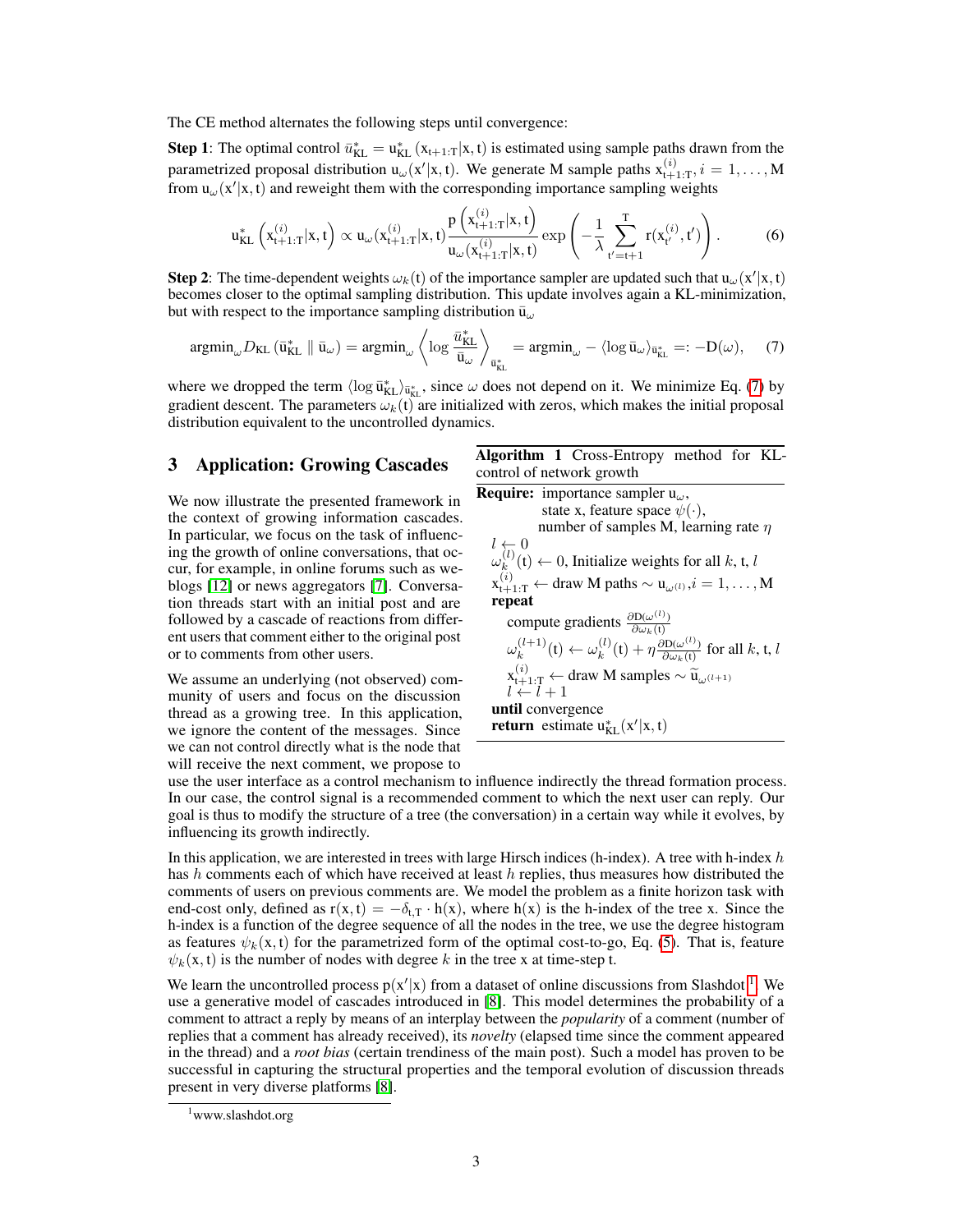The CE method alternates the following steps until convergence:

**Step 1**: The optimal control $\bar{u}^*_{\mathrm{KL}} = u^*_{\mathrm{KL}}\left(x_{t+1:T}|x,t\right)$ is estimated using sample paths drawn from the parametrized proposal distribution $u_\omega(x'|x,t)$. We generate M sample paths $x^{(i)}_{t+1:T}, i = 1, \ldots, M$ from $u_\omega(x'|x,t)$ and reweight them with the corresponding importance sampling weights

$$u^*_{\mathrm{KL}}\left(x^{(i)}_{t+1:T}|x,t\right) \propto u_\omega(x^{(i)}_{t+1:T}|x,t)\frac{p\left(x^{(i)}_{t+1:T}|x,t\right)}{u_\omega(x^{(i)}_{t+1:T}|x,t)}\exp\left(-\frac{1}{\lambda}\sum_{t'=t+1}^{T} r(x^{(i)}_{t'},t')\right). \tag{6}$$

**Step 2**: The time-dependent weights $\omega_k(t)$ of the importance sampler are updated such that $u_\omega(x'|x,t)$ becomes closer to the optimal sampling distribution. This update involves again a KL-minimization, but with respect to the importance sampling distribution $\bar{u}_\omega$

$$\mathrm{argmin}_\omega D_{\mathrm{KL}}\left(\bar{u}^*_{\mathrm{KL}} \parallel \bar{u}_\omega\right) = \mathrm{argmin}_\omega \left\langle \log \frac{\bar{u}^*_{\mathrm{KL}}}{\bar{u}_\omega}\right\rangle_{\bar{u}^*_{\mathrm{KL}}} = \mathrm{argmin}_\omega - \langle \log \bar{u}_\omega\rangle_{\bar{u}^*_{\mathrm{KL}}} =: -D(\omega), \tag{7}$$

where we dropped the term $\langle \log \bar{u}^*_{\mathrm{KL}}\rangle_{\bar{u}^*_{\mathrm{KL}}}$, since $\omega$ does not depend on it. We minimize Eq. (7) by gradient descent. The parameters $\omega_k(t)$ are initialized with zeros, which makes the initial proposal distribution equivalent to the uncontrolled dynamics.

## 3 Application: Growing Cascades

We now illustrate the presented framework in the context of growing information cascades. In particular, we focus on the task of influencing the growth of online conversations, that occur, for example, in online forums such as weblogs [12] or news aggregators [7]. Conversation threads start with an initial post and are followed by a cascade of reactions from different users that comment either to the original post or to comments from other users.

We assume an underlying (not observed) community of users and focus on the discussion thread as a growing tree. In this application, we ignore the content of the messages. Since we can not control directly what is the node that will receive the next comment, we propose to use the user interface as a control mechanism to influence indirectly the thread formation process. In our case, the control signal is a recommended comment to which the next user can reply. Our goal is thus to modify the structure of a tree (the conversation) in a certain way while it evolves, by influencing its growth indirectly.

**Algorithm 1** Cross-Entropy method for KL-control of network growth

```
Require: importance sampler u_ω,
         state x, feature space ψ(·),
         number of samples M, learning rate η
  l ← 0
  ω_k^(l)(t) ← 0, Initialize weights for all k, t, l
  x_{t+1:T}^(i) ← draw M paths ~ u_{ω^(l)}, i = 1, ..., M
  repeat
    compute gradients ∂D(ω^(l)) / ∂ω_k(t)
    ω_k^(l+1)(t) ← ω_k^(l)(t) + η ∂D(ω^(l)) / ∂ω_k(t) for all k, t, l
    x_{t+1:T}^(i) ← draw M samples ~ ũ_{ω^(l+1)}
    l ← l + 1
  until convergence
  return estimate u*_KL(x'|x, t)
```

In this application, we are interested in trees with large Hirsch indices (h-index). A tree with h-index $h$ has $h$ comments each of which have received at least $h$ replies, thus measures how distributed the comments of users on previous comments are. We model the problem as a finite horizon task with end-cost only, defined as $r(x,t) = -\delta_{t,T} \cdot h(x)$, where $h(x)$ is the h-index of the tree x. Since the h-index is a function of the degree sequence of all the nodes in the tree, we use the degree histogram as features $\psi_k(x,t)$ for the parametrized form of the optimal cost-to-go, Eq. (5). That is, feature $\psi_k(x,t)$ is the number of nodes with degree $k$ in the tree x at time-step t.

We learn the uncontrolled process $p(x'|x)$ from a dataset of online discussions from Slashdot [1]. We use a generative model of cascades introduced in [8]. This model determines the probability of a comment to attract a reply by means of an interplay between the *popularity* of a comment (number of replies that a comment has already received), its *novelty* (elapsed time since the comment appeared in the thread) and a *root bias* (certain trendiness of the main post). Such a model has proven to be successful in capturing the structural properties and the temporal evolution of discussion threads present in very diverse platforms [8].

[1] www.slashdot.org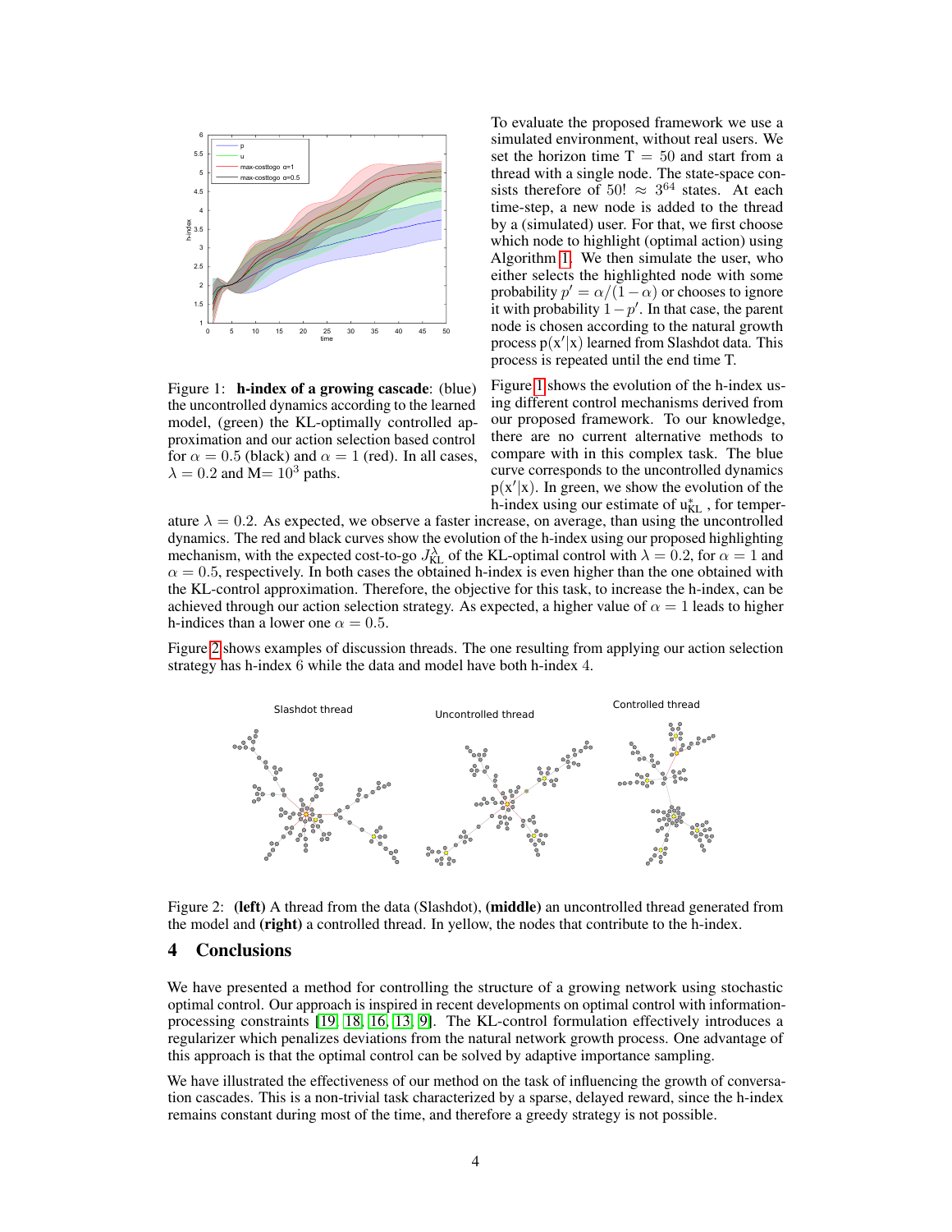Figure 1: **h-index of a growing cascade**: (blue) the uncontrolled dynamics according to the learned model, (green) the KL-optimally controlled approximation and our action selection based control for $\alpha = 0.5$ (black) and $\alpha = 1$ (red). In all cases, $\lambda = 0.2$ and M= $10^3$ paths.

To evaluate the proposed framework we use a simulated environment, without real users. We set the horizon time T = 50 and start from a thread with a single node. The state-space consists therefore of $50! \approx 3^{64}$ states. At each time-step, a new node is added to the thread by a (simulated) user. For that, we first choose which node to highlight (optimal action) using Algorithm 1. We then simulate the user, who either selects the highlighted node with some probability $p' = \alpha/(1-\alpha)$ or chooses to ignore it with probability $1 - p'$. In that case, the parent node is chosen according to the natural growth process $\mathrm{p}(\mathrm{x}'|\mathrm{x})$ learned from Slashdot data. This process is repeated until the end time T.

Figure 1 shows the evolution of the h-index using different control mechanisms derived from our proposed framework. To our knowledge, there are no current alternative methods to compare with in this complex task. The blue curve corresponds to the uncontrolled dynamics $\mathrm{p}(\mathrm{x}'|\mathrm{x})$. In green, we show the evolution of the h-index using our estimate of $\mathrm{u}^*_{\mathrm{KL}}$ , for temperature $\lambda = 0.2$. As expected, we observe a faster increase, on average, than using the uncontrolled dynamics. The red and black curves show the evolution of the h-index using our proposed highlighting mechanism, with the expected cost-to-go $J^{\lambda}_{\mathrm{KL}}$ of the KL-optimal control with $\lambda = 0.2$, for $\alpha = 1$ and $\alpha = 0.5$, respectively. In both cases the obtained h-index is even higher than the one obtained with the KL-control approximation. Therefore, the objective for this task, to increase the h-index, can be achieved through our action selection strategy. As expected, a higher value of $\alpha = 1$ leads to higher h-indices than a lower one $\alpha = 0.5$.

Figure 2 shows examples of discussion threads. The one resulting from applying our action selection strategy has h-index 6 while the data and model have both h-index 4.

Figure 2: **(left)** A thread from the data (Slashdot), **(middle)** an uncontrolled thread generated from the model and **(right)** a controlled thread. In yellow, the nodes that contribute to the h-index.

## 4 Conclusions

We have presented a method for controlling the structure of a growing network using stochastic optimal control. Our approach is inspired in recent developments on optimal control with information-processing constraints [19, 18, 16, 13, 9]. The KL-control formulation effectively introduces a regularizer which penalizes deviations from the natural network growth process. One advantage of this approach is that the optimal control can be solved by adaptive importance sampling.

We have illustrated the effectiveness of our method on the task of influencing the growth of conversation cascades. This is a non-trivial task characterized by a sparse, delayed reward, since the h-index remains constant during most of the time, and therefore a greedy strategy is not possible.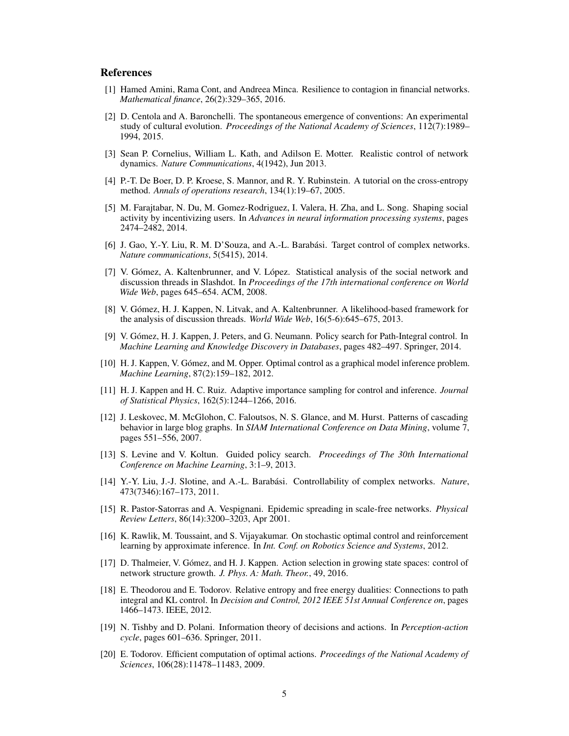## References

[1] Hamed Amini, Rama Cont, and Andreea Minca. Resilience to contagion in financial networks. *Mathematical finance*, 26(2):329–365, 2016.

[2] D. Centola and A. Baronchelli. The spontaneous emergence of conventions: An experimental study of cultural evolution. *Proceedings of the National Academy of Sciences*, 112(7):1989–1994, 2015.

[3] Sean P. Cornelius, William L. Kath, and Adilson E. Motter. Realistic control of network dynamics. *Nature Communications*, 4(1942), Jun 2013.

[4] P.-T. De Boer, D. P. Kroese, S. Mannor, and R. Y. Rubinstein. A tutorial on the cross-entropy method. *Annals of operations research*, 134(1):19–67, 2005.

[5] M. Farajtabar, N. Du, M. Gomez-Rodriguez, I. Valera, H. Zha, and L. Song. Shaping social activity by incentivizing users. In *Advances in neural information processing systems*, pages 2474–2482, 2014.

[6] J. Gao, Y.-Y. Liu, R. M. D'Souza, and A.-L. Barabási. Target control of complex networks. *Nature communications*, 5(5415), 2014.

[7] V. Gómez, A. Kaltenbrunner, and V. López. Statistical analysis of the social network and discussion threads in Slashdot. In *Proceedings of the 17th international conference on World Wide Web*, pages 645–654. ACM, 2008.

[8] V. Gómez, H. J. Kappen, N. Litvak, and A. Kaltenbrunner. A likelihood-based framework for the analysis of discussion threads. *World Wide Web*, 16(5-6):645–675, 2013.

[9] V. Gómez, H. J. Kappen, J. Peters, and G. Neumann. Policy search for Path-Integral control. In *Machine Learning and Knowledge Discovery in Databases*, pages 482–497. Springer, 2014.

[10] H. J. Kappen, V. Gómez, and M. Opper. Optimal control as a graphical model inference problem. *Machine Learning*, 87(2):159–182, 2012.

[11] H. J. Kappen and H. C. Ruiz. Adaptive importance sampling for control and inference. *Journal of Statistical Physics*, 162(5):1244–1266, 2016.

[12] J. Leskovec, M. McGlohon, C. Faloutsos, N. S. Glance, and M. Hurst. Patterns of cascading behavior in large blog graphs. In *SIAM International Conference on Data Mining*, volume 7, pages 551–556, 2007.

[13] S. Levine and V. Koltun. Guided policy search. *Proceedings of The 30th International Conference on Machine Learning*, 3:1–9, 2013.

[14] Y.-Y. Liu, J.-J. Slotine, and A.-L. Barabási. Controllability of complex networks. *Nature*, 473(7346):167–173, 2011.

[15] R. Pastor-Satorras and A. Vespignani. Epidemic spreading in scale-free networks. *Physical Review Letters*, 86(14):3200–3203, Apr 2001.

[16] K. Rawlik, M. Toussaint, and S. Vijayakumar. On stochastic optimal control and reinforcement learning by approximate inference. In *Int. Conf. on Robotics Science and Systems*, 2012.

[17] D. Thalmeier, V. Gómez, and H. J. Kappen. Action selection in growing state spaces: control of network structure growth. *J. Phys. A: Math. Theor.*, 49, 2016.

[18] E. Theodorou and E. Todorov. Relative entropy and free energy dualities: Connections to path integral and KL control. In *Decision and Control, 2012 IEEE 51st Annual Conference on*, pages 1466–1473. IEEE, 2012.

[19] N. Tishby and D. Polani. Information theory of decisions and actions. In *Perception-action cycle*, pages 601–636. Springer, 2011.

[20] E. Todorov. Efficient computation of optimal actions. *Proceedings of the National Academy of Sciences*, 106(28):11478–11483, 2009.